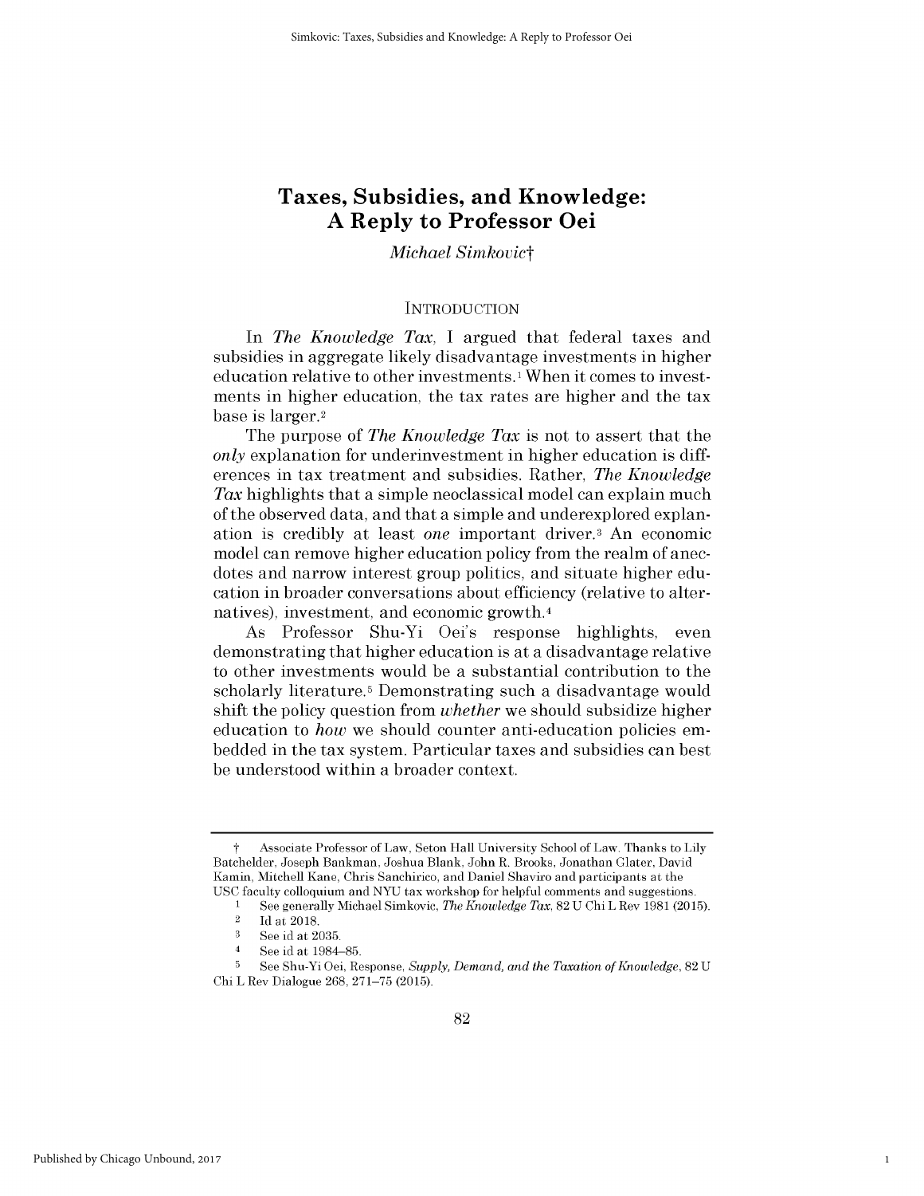# Taxes, Subsidies, and Knowledge: A Reply to Professor Oei

*Michael Simkovic*†

## INTRODUCTION

In *The Knowledge Tax*, I argued that federal taxes and subsidies in aggregate likely disadvantage investments in higher education relative to other investments.[1] When it comes to investments in higher education, the tax rates are higher and the tax base is larger.[2]

The purpose of *The Knowledge Tax* is not to assert that the *only* explanation for underinvestment in higher education is differences in tax treatment and subsidies. Rather, *The Knowledge Tax* highlights that a simple neoclassical model can explain much of the observed data, and that a simple and underexplored explanation is credibly at least *one* important driver.[3] An economic model can remove higher education policy from the realm of anecdotes and narrow interest group politics, and situate higher education in broader conversations about efficiency (relative to alternatives), investment, and economic growth.[4]

As Professor Shu-Yi Oei's response highlights, even demonstrating that higher education is at a disadvantage relative to other investments would be a substantial contribution to the scholarly literature.[5] Demonstrating such a disadvantage would shift the policy question from *whether* we should subsidize higher education to *how* we should counter anti-education policies embedded in the tax system. Particular taxes and subsidies can best be understood within a broader context.

---

† Associate Professor of Law, Seton Hall University School of Law. Thanks to Lily Batchelder, Joseph Bankman, Joshua Blank, John R. Brooks, Jonathan Glater, David Kamin, Mitchell Kane, Chris Sanchirico, and Daniel Shaviro and participants at the USC faculty colloquium and NYU tax workshop for helpful comments and suggestions.

1 See generally Michael Simkovic, *The Knowledge Tax*, 82 U Chi L Rev 1981 (2015).

2 Id at 2018.

3 See id at 2035.

4 See id at 1984–85.

5 See Shu-Yi Oei, Response, *Supply, Demand, and the Taxation of Knowledge*, 82 U Chi L Rev Dialogue 268, 271–75 (2015).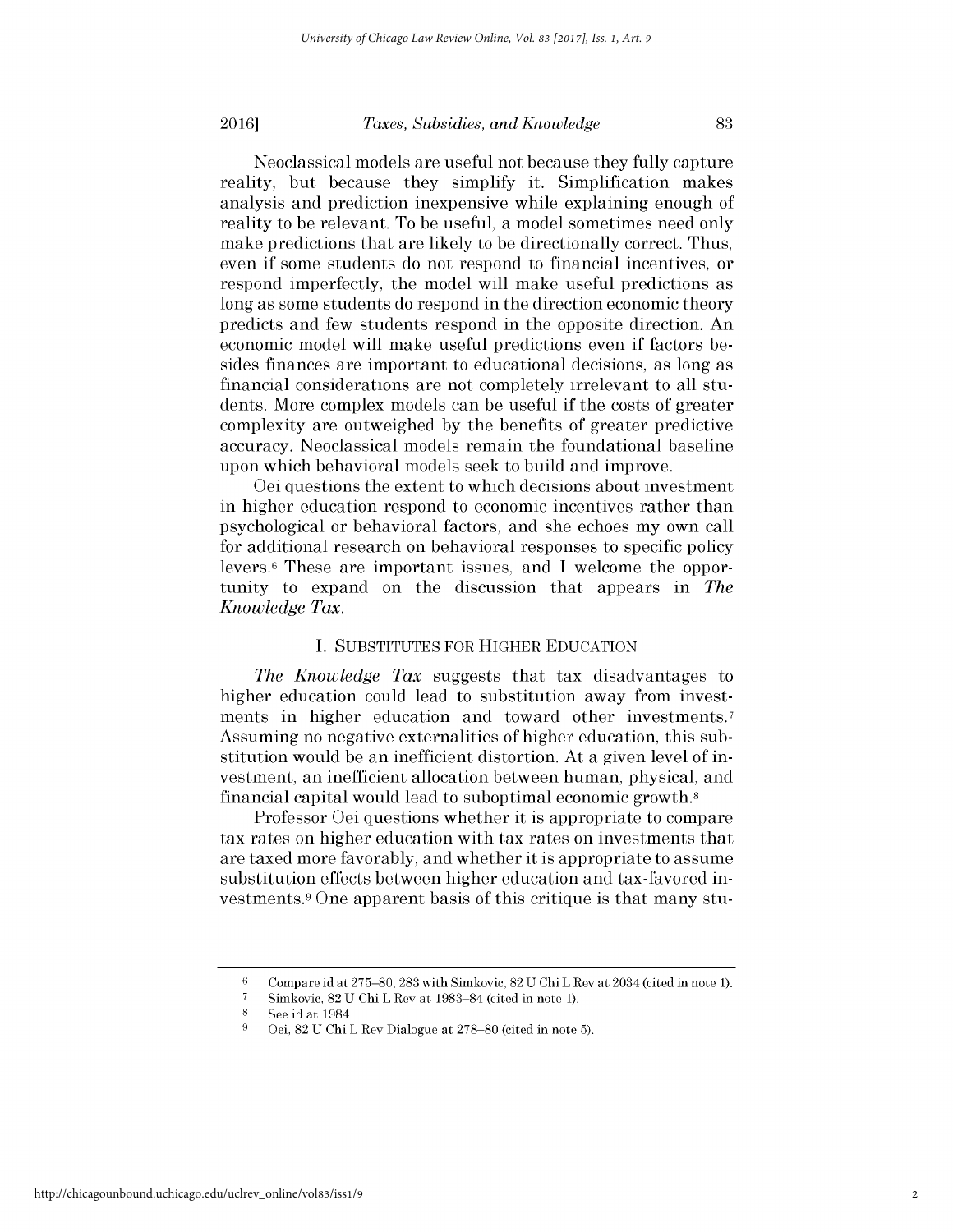Neoclassical models are useful not because they fully capture reality, but because they simplify it. Simplification makes analysis and prediction inexpensive while explaining enough of reality to be relevant. To be useful, a model sometimes need only make predictions that are likely to be directionally correct. Thus, even if some students do not respond to financial incentives, or respond imperfectly, the model will make useful predictions as long as some students do respond in the direction economic theory predicts and few students respond in the opposite direction. An economic model will make useful predictions even if factors besides finances are important to educational decisions, as long as financial considerations are not completely irrelevant to all students. More complex models can be useful if the costs of greater complexity are outweighed by the benefits of greater predictive accuracy. Neoclassical models remain the foundational baseline upon which behavioral models seek to build and improve.

Oei questions the extent to which decisions about investment in higher education respond to economic incentives rather than psychological or behavioral factors, and she echoes my own call for additional research on behavioral responses to specific policy levers.[6] These are important issues, and I welcome the opportunity to expand on the discussion that appears in *The Knowledge Tax*.

## I. SUBSTITUTES FOR HIGHER EDUCATION

*The Knowledge Tax* suggests that tax disadvantages to higher education could lead to substitution away from investments in higher education and toward other investments.[7] Assuming no negative externalities of higher education, this substitution would be an inefficient distortion. At a given level of investment, an inefficient allocation between human, physical, and financial capital would lead to suboptimal economic growth.[8]

Professor Oei questions whether it is appropriate to compare tax rates on higher education with tax rates on investments that are taxed more favorably, and whether it is appropriate to assume substitution effects between higher education and tax-favored investments.[9] One apparent basis of this critique is that many stu-

---

[6] Compare id at 275–80, 283 with Simkovic, 82 U Chi L Rev at 2034 (cited in note 1).

[7] Simkovic, 82 U Chi L Rev at 1983–84 (cited in note 1).

[8] See id at 1984.

[9] Oei, 82 U Chi L Rev Dialogue at 278–80 (cited in note 5).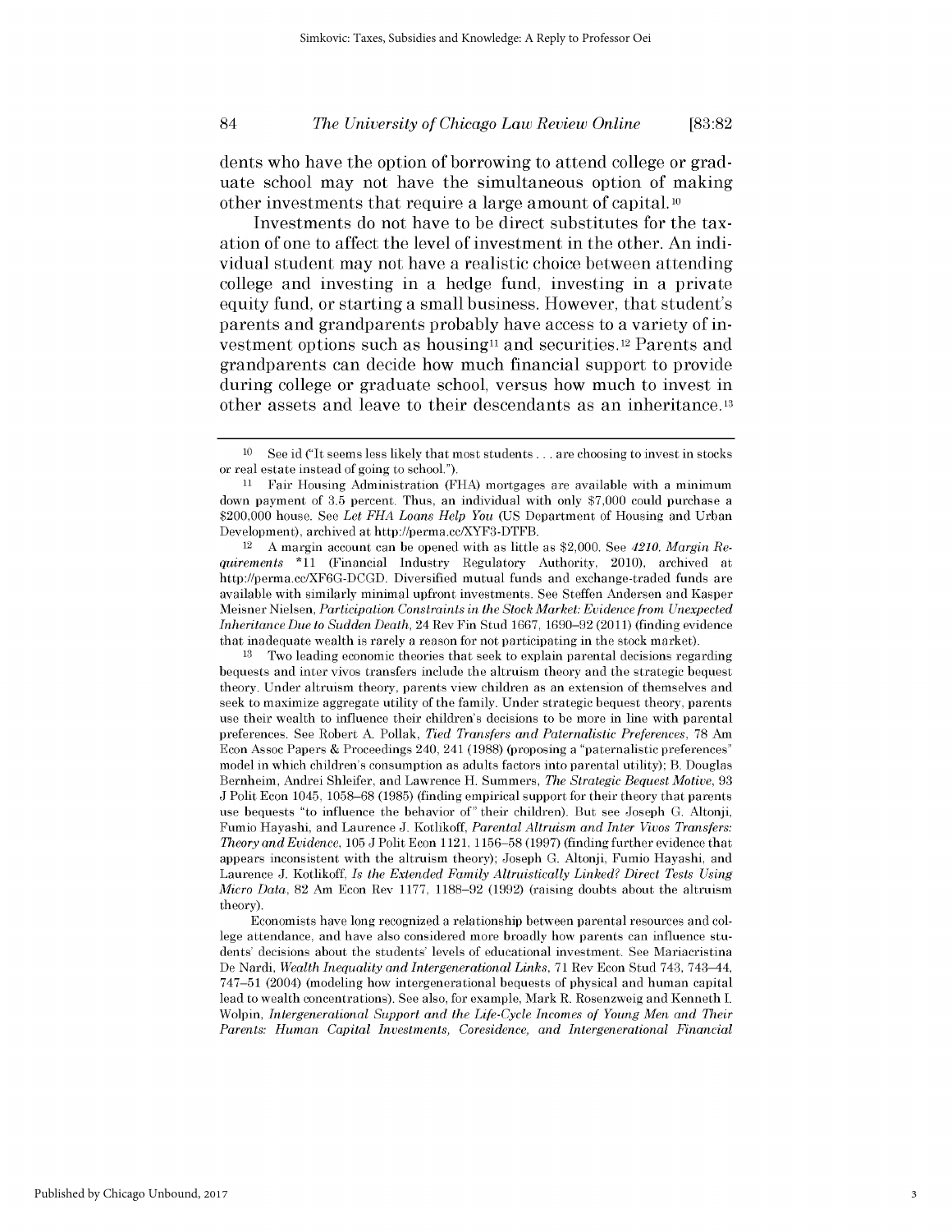dents who have the option of borrowing to attend college or graduate school may not have the simultaneous option of making other investments that require a large amount of capital.[10]

Investments do not have to be direct substitutes for the taxation of one to affect the level of investment in the other. An individual student may not have a realistic choice between attending college and investing in a hedge fund, investing in a private equity fund, or starting a small business. However, that student's parents and grandparents probably have access to a variety of investment options such as housing[11] and securities.[12] Parents and grandparents can decide how much financial support to provide during college or graduate school, versus how much to invest in other assets and leave to their descendants as an inheritance.[13]

---

[10] See id ("It seems less likely that most students . . . are choosing to invest in stocks or real estate instead of going to school.").

[11] Fair Housing Administration (FHA) mortgages are available with a minimum down payment of 3.5 percent. Thus, an individual with only $7,000 could purchase a $200,000 house. See *Let FHA Loans Help You* (US Department of Housing and Urban Development), archived at http://perma.cc/XYF3-DTFB.

[12] A margin account can be opened with as little as $2,000. See *4210. Margin Requirements* *11 (Financial Industry Regulatory Authority, 2010), archived at http://perma.cc/XF6G-DCGD. Diversified mutual funds and exchange-traded funds are available with similarly minimal upfront investments. See Steffen Andersen and Kasper Meisner Nielsen, *Participation Constraints in the Stock Market: Evidence from Unexpected Inheritance Due to Sudden Death*, 24 Rev Fin Stud 1667, 1690–92 (2011) (finding evidence that inadequate wealth is rarely a reason for not participating in the stock market).

[13] Two leading economic theories that seek to explain parental decisions regarding bequests and inter vivos transfers include the altruism theory and the strategic bequest theory. Under altruism theory, parents view children as an extension of themselves and seek to maximize aggregate utility of the family. Under strategic bequest theory, parents use their wealth to influence their children's decisions to be more in line with parental preferences. See Robert A. Pollak, *Tied Transfers and Paternalistic Preferences*, 78 Am Econ Assoc Papers & Proceedings 240, 241 (1988) (proposing a "paternalistic preferences" model in which children's consumption as adults factors into parental utility); B. Douglas Bernheim, Andrei Shleifer, and Lawrence H. Summers, *The Strategic Bequest Motive*, 93 J Polit Econ 1045, 1058–68 (1985) (finding empirical support for their theory that parents use bequests "to influence the behavior of" their children). But see Joseph G. Altonji, Fumio Hayashi, and Laurence J. Kotlikoff, *Parental Altruism and Inter Vivos Transfers: Theory and Evidence*, 105 J Polit Econ 1121, 1156–58 (1997) (finding further evidence that appears inconsistent with the altruism theory); Joseph G. Altonji, Fumio Hayashi, and Laurence J. Kotlikoff, *Is the Extended Family Altruistically Linked? Direct Tests Using Micro Data*, 82 Am Econ Rev 1177, 1188–92 (1992) (raising doubts about the altruism theory).

Economists have long recognized a relationship between parental resources and college attendance, and have also considered more broadly how parents can influence students' decisions about the students' levels of educational investment. See Mariacristina De Nardi, *Wealth Inequality and Intergenerational Links*, 71 Rev Econ Stud 743, 743–44, 747–51 (2004) (modeling how intergenerational bequests of physical and human capital lead to wealth concentrations). See also, for example, Mark R. Rosenzweig and Kenneth I. Wolpin, *Intergenerational Support and the Life-Cycle Incomes of Young Men and Their Parents: Human Capital Investments, Coresidence, and Intergenerational Financial*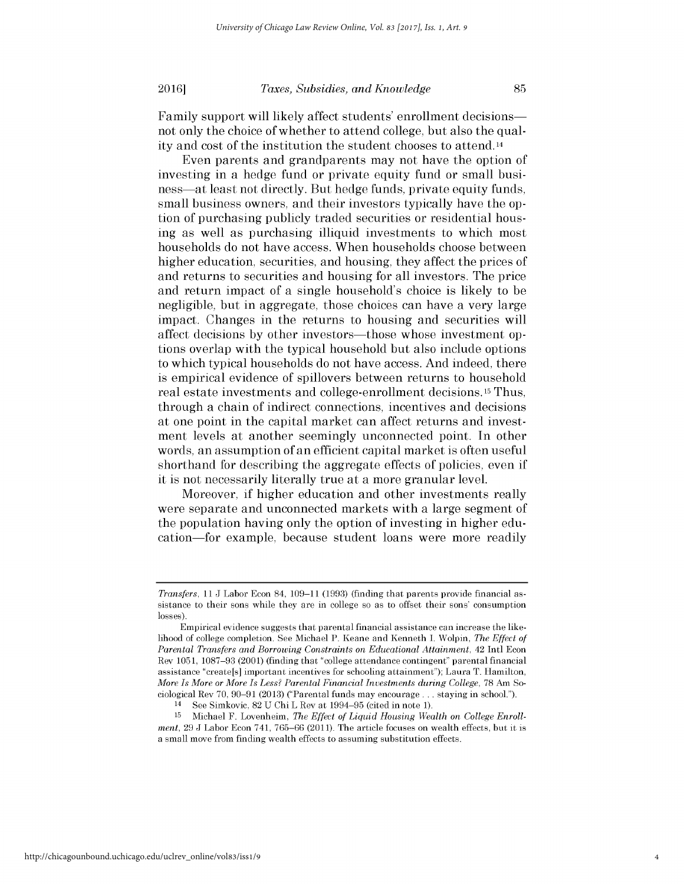Family support will likely affect students' enrollment decisions—not only the choice of whether to attend college, but also the quality and cost of the institution the student chooses to attend.[14]

Even parents and grandparents may not have the option of investing in a hedge fund or private equity fund or small business—at least not directly. But hedge funds, private equity funds, small business owners, and their investors typically have the option of purchasing publicly traded securities or residential housing as well as purchasing illiquid investments to which most households do not have access. When households choose between higher education, securities, and housing, they affect the prices of and returns to securities and housing for all investors. The price and return impact of a single household's choice is likely to be negligible, but in aggregate, those choices can have a very large impact. Changes in the returns to housing and securities will affect decisions by other investors—those whose investment options overlap with the typical household but also include options to which typical households do not have access. And indeed, there is empirical evidence of spillovers between returns to household real estate investments and college-enrollment decisions.[15] Thus, through a chain of indirect connections, incentives and decisions at one point in the capital market can affect returns and investment levels at another seemingly unconnected point. In other words, an assumption of an efficient capital market is often useful shorthand for describing the aggregate effects of policies, even if it is not necessarily literally true at a more granular level.

Moreover, if higher education and other investments really were separate and unconnected markets with a large segment of the population having only the option of investing in higher education—for example, because student loans were more readily

---

*Transfers*, 11 J Labor Econ 84, 109–11 (1993) (finding that parents provide financial assistance to their sons while they are in college so as to offset their sons' consumption losses).

Empirical evidence suggests that parental financial assistance can increase the likelihood of college completion. See Michael P. Keane and Kenneth I. Wolpin, *The Effect of Parental Transfers and Borrowing Constraints on Educational Attainment*, 42 Intl Econ Rev 1051, 1087–93 (2001) (finding that "college attendance contingent" parental financial assistance "create[s] important incentives for schooling attainment"); Laura T. Hamilton, *More Is More or More Is Less? Parental Financial Investments during College*, 78 Am Sociological Rev 70, 90–91 (2013) ("Parental funds may encourage . . . staying in school.").

[14] See Simkovic, 82 U Chi L Rev at 1994–95 (cited in note 1).

[15] Michael F. Lovenheim, *The Effect of Liquid Housing Wealth on College Enrollment*, 29 J Labor Econ 741, 765–66 (2011). The article focuses on wealth effects, but it is a small move from finding wealth effects to assuming substitution effects.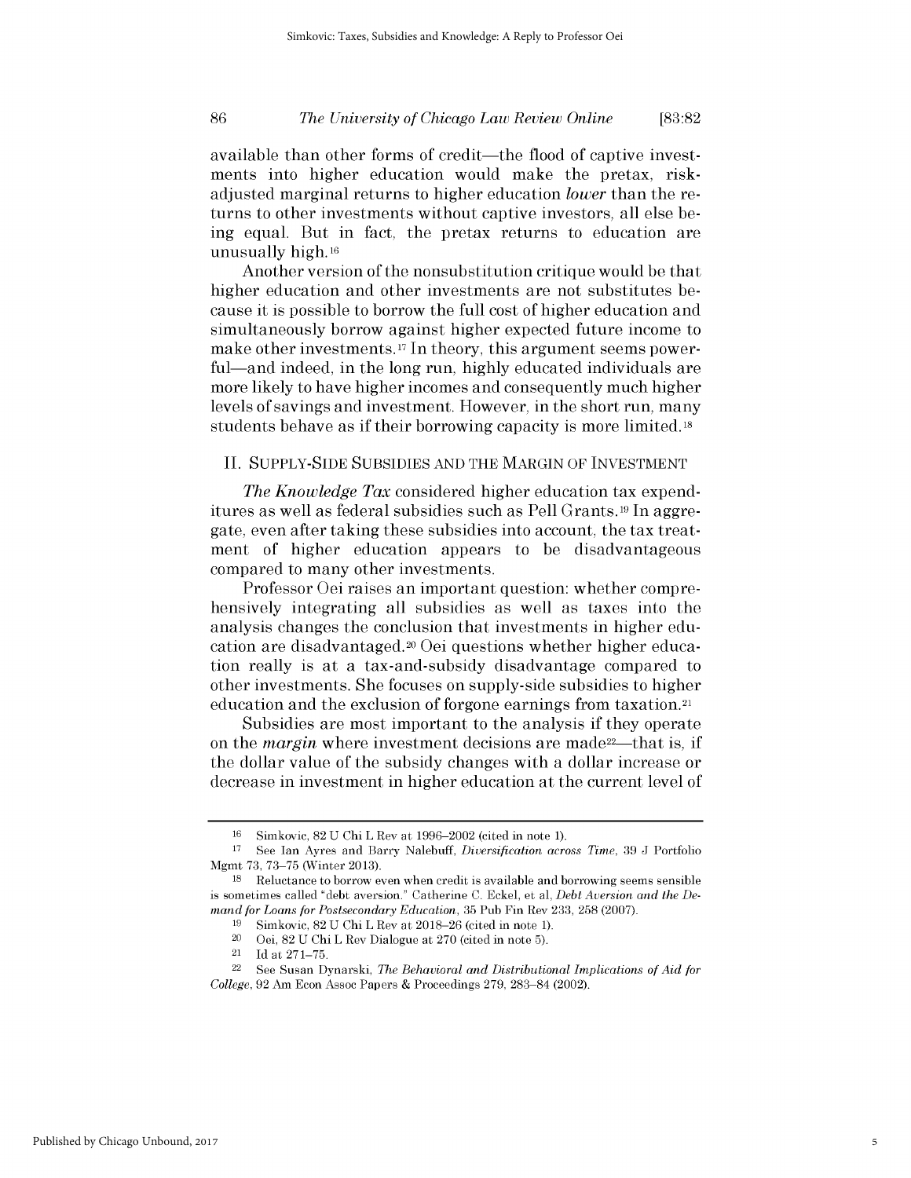available than other forms of credit—the flood of captive investments into higher education would make the pretax, risk-adjusted marginal returns to higher education *lower* than the returns to other investments without captive investors, all else being equal. But in fact, the pretax returns to education are unusually high.[16]

Another version of the nonsubstitution critique would be that higher education and other investments are not substitutes because it is possible to borrow the full cost of higher education and simultaneously borrow against higher expected future income to make other investments.[17] In theory, this argument seems powerful—and indeed, in the long run, highly educated individuals are more likely to have higher incomes and consequently much higher levels of savings and investment. However, in the short run, many students behave as if their borrowing capacity is more limited.[18]

## II. Supply-Side Subsidies and the Margin of Investment

*The Knowledge Tax* considered higher education tax expenditures as well as federal subsidies such as Pell Grants.[19] In aggregate, even after taking these subsidies into account, the tax treatment of higher education appears to be disadvantageous compared to many other investments.

Professor Oei raises an important question: whether comprehensively integrating all subsidies as well as taxes into the analysis changes the conclusion that investments in higher education are disadvantaged.[20] Oei questions whether higher education really is at a tax-and-subsidy disadvantage compared to other investments. She focuses on supply-side subsidies to higher education and the exclusion of forgone earnings from taxation.[21]

Subsidies are most important to the analysis if they operate on the *margin* where investment decisions are made[22]—that is, if the dollar value of the subsidy changes with a dollar increase or decrease in investment in higher education at the current level of

---

[16] Simkovic, 82 U Chi L Rev at 1996–2002 (cited in note 1).

[17] See Ian Ayres and Barry Nalebuff, *Diversification across Time*, 39 J Portfolio Mgmt 73, 73–75 (Winter 2013).

[18] Reluctance to borrow even when credit is available and borrowing seems sensible is sometimes called "debt aversion." Catherine C. Eckel, et al, *Debt Aversion and the Demand for Loans for Postsecondary Education*, 35 Pub Fin Rev 233, 258 (2007).

[19] Simkovic, 82 U Chi L Rev at 2018–26 (cited in note 1).

[20] Oei, 82 U Chi L Rev Dialogue at 270 (cited in note 5).

[21] Id at 271–75.

[22] See Susan Dynarski, *The Behavioral and Distributional Implications of Aid for College*, 92 Am Econ Assoc Papers & Proceedings 279, 283–84 (2002).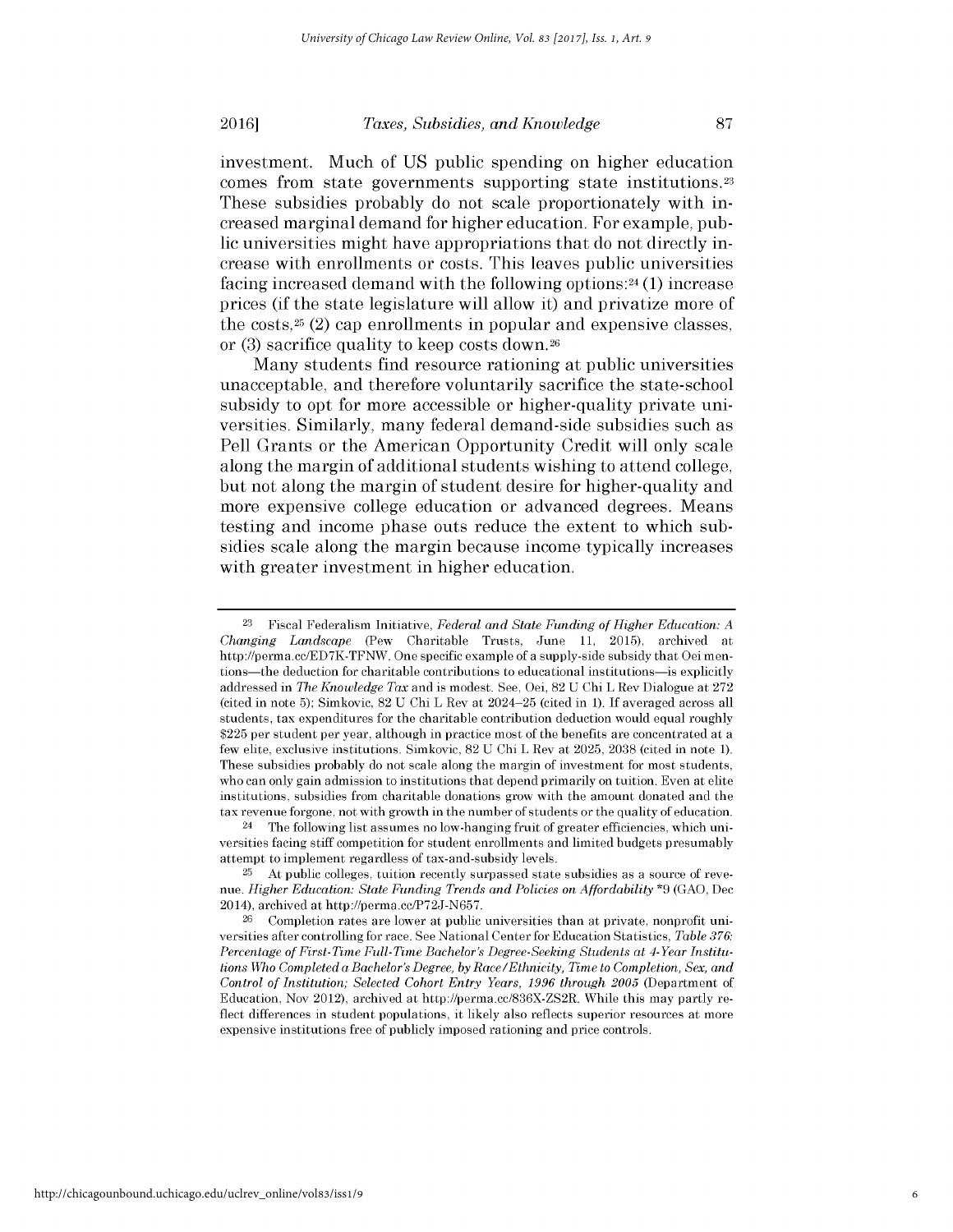investment. Much of US public spending on higher education comes from state governments supporting state institutions.[23] These subsidies probably do not scale proportionately with increased marginal demand for higher education. For example, public universities might have appropriations that do not directly increase with enrollments or costs. This leaves public universities facing increased demand with the following options:[24] (1) increase prices (if the state legislature will allow it) and privatize more of the costs,[25] (2) cap enrollments in popular and expensive classes, or (3) sacrifice quality to keep costs down.[26]

Many students find resource rationing at public universities unacceptable, and therefore voluntarily sacrifice the state-school subsidy to opt for more accessible or higher-quality private universities. Similarly, many federal demand-side subsidies such as Pell Grants or the American Opportunity Credit will only scale along the margin of additional students wishing to attend college, but not along the margin of student desire for higher-quality and more expensive college education or advanced degrees. Means testing and income phase outs reduce the extent to which subsidies scale along the margin because income typically increases with greater investment in higher education.

---

[23] Fiscal Federalism Initiative, *Federal and State Funding of Higher Education: A Changing Landscape* (Pew Charitable Trusts, June 11, 2015), archived at http://perma.cc/ED7K-TFNW. One specific example of a supply-side subsidy that Oei mentions—the deduction for charitable contributions to educational institutions—is explicitly addressed in *The Knowledge Tax* and is modest. See, Oei, 82 U Chi L Rev Dialogue at 272 (cited in note 5); Simkovic, 82 U Chi L Rev at 2024–25 (cited in 1). If averaged across all students, tax expenditures for the charitable contribution deduction would equal roughly $225 per student per year, although in practice most of the benefits are concentrated at a few elite, exclusive institutions. Simkovic, 82 U Chi L Rev at 2025, 2038 (cited in note 1). These subsidies probably do not scale along the margin of investment for most students, who can only gain admission to institutions that depend primarily on tuition. Even at elite institutions, subsidies from charitable donations grow with the amount donated and the tax revenue forgone, not with growth in the number of students or the quality of education.

[24] The following list assumes no low-hanging fruit of greater efficiencies, which universities facing stiff competition for student enrollments and limited budgets presumably attempt to implement regardless of tax-and-subsidy levels.

[25] At public colleges, tuition recently surpassed state subsidies as a source of revenue. *Higher Education: State Funding Trends and Policies on Affordability* *9 (GAO, Dec 2014), archived at http://perma.cc/P72J-N657.

[26] Completion rates are lower at public universities than at private, nonprofit universities after controlling for race. See National Center for Education Statistics, *Table 376: Percentage of First-Time Full-Time Bachelor's Degree-Seeking Students at 4-Year Institutions Who Completed a Bachelor's Degree, by Race/Ethnicity, Time to Completion, Sex, and Control of Institution; Selected Cohort Entry Years, 1996 through 2005* (Department of Education, Nov 2012), archived at http://perma.cc/836X-ZS2R. While this may partly reflect differences in student populations, it likely also reflects superior resources at more expensive institutions free of publicly imposed rationing and price controls.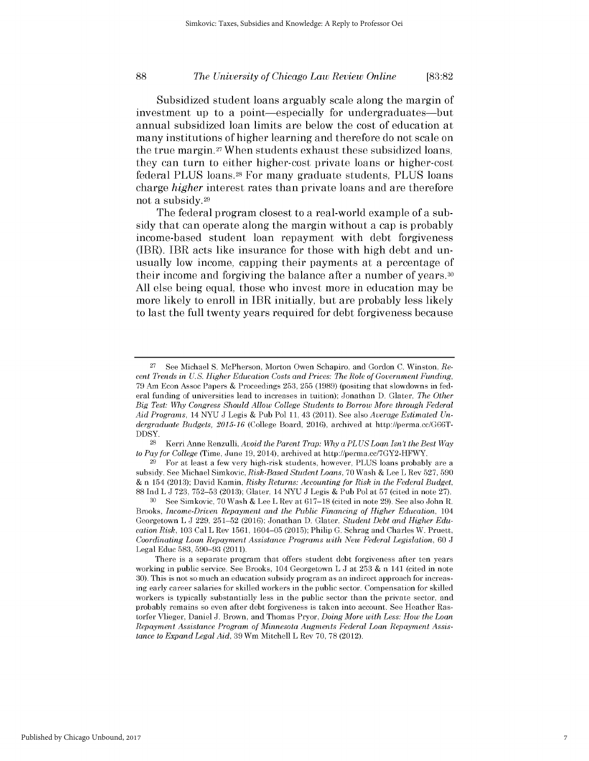Subsidized student loans arguably scale along the margin of investment up to a point—especially for undergraduates—but annual subsidized loan limits are below the cost of education at many institutions of higher learning and therefore do not scale on the true margin.[27] When students exhaust these subsidized loans, they can turn to either higher-cost private loans or higher-cost federal PLUS loans.[28] For many graduate students, PLUS loans charge *higher* interest rates than private loans and are therefore not a subsidy.[29]

The federal program closest to a real-world example of a subsidy that can operate along the margin without a cap is probably income-based student loan repayment with debt forgiveness (IBR). IBR acts like insurance for those with high debt and unusually low income, capping their payments at a percentage of their income and forgiving the balance after a number of years.[30] All else being equal, those who invest more in education may be more likely to enroll in IBR initially, but are probably less likely to last the full twenty years required for debt forgiveness because

---

[27] See Michael S. McPherson, Morton Owen Schapiro, and Gordon C. Winston, *Recent Trends in U.S. Higher Education Costs and Prices: The Role of Government Funding*, 79 Am Econ Assoc Papers & Proceedings 253, 255 (1989) (positing that slowdowns in federal funding of universities lead to increases in tuition); Jonathan D. Glater, *The Other Big Test: Why Congress Should Allow College Students to Borrow More through Federal Aid Programs*, 14 NYU J Legis & Pub Pol 11, 43 (2011). See also *Average Estimated Undergraduate Budgets, 2015-16* (College Board, 2016), archived at http://perma.cc/G66T-DDSY.

[28] Kerri Anne Renzulli, *Avoid the Parent Trap: Why a PLUS Loan Isn't the Best Way to Pay for College* (Time, June 19, 2014), archived at http://perma.cc/7GY2-HFWY.

[29] For at least a few very high-risk students, however, PLUS loans probably are a subsidy. See Michael Simkovic, *Risk-Based Student Loans*, 70 Wash & Lee L Rev 527, 590 & n 154 (2013); David Kamin, *Risky Returns: Accounting for Risk in the Federal Budget*, 88 Ind L J 723, 752–53 (2013); Glater, 14 NYU J Legis & Pub Pol at 57 (cited in note 27).

[30] See Simkovic, 70 Wash & Lee L Rev at 617–18 (cited in note 29). See also John R. Brooks, *Income-Driven Repayment and the Public Financing of Higher Education*, 104 Georgetown L J 229, 251–52 (2016); Jonathan D. Glater, *Student Debt and Higher Education Risk*, 103 Cal L Rev 1561, 1604–05 (2015); Philip G. Schrag and Charles W. Pruett, *Coordinating Loan Repayment Assistance Programs with New Federal Legislation*, 60 J Legal Educ 583, 590–93 (2011).

There is a separate program that offers student debt forgiveness after ten years working in public service. See Brooks, 104 Georgetown L J at 253 & n 141 (cited in note 30). This is not so much an education subsidy program as an indirect approach for increasing early career salaries for skilled workers in the public sector. Compensation for skilled workers is typically substantially less in the public sector than the private sector, and probably remains so even after debt forgiveness is taken into account. See Heather Rastorfer Vlieger, Daniel J. Brown, and Thomas Pryor, *Doing More with Less: How the Loan Repayment Assistance Program of Minnesota Augments Federal Loan Repayment Assistance to Expand Legal Aid*, 39 Wm Mitchell L Rev 70, 78 (2012).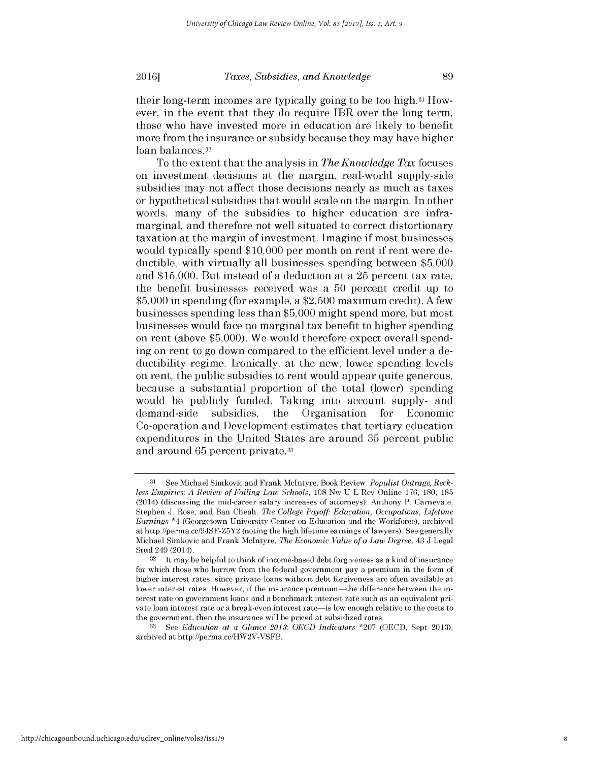their long-term incomes are typically going to be too high.[31] However, in the event that they do require IBR over the long term, those who have invested more in education are likely to benefit more from the insurance or subsidy because they may have higher loan balances.[32]

To the extent that the analysis in *The Knowledge Tax* focuses on investment decisions at the margin, real-world supply-side subsidies may not affect those decisions nearly as much as taxes or hypothetical subsidies that would scale on the margin. In other words, many of the subsidies to higher education are inframarginal, and therefore not well situated to correct distortionary taxation at the margin of investment. Imagine if most businesses would typically spend $10,000 per month on rent if rent were deductible, with virtually all businesses spending between $5,000 and $15,000. But instead of a deduction at a 25 percent tax rate, the benefit businesses received was a 50 percent credit up to $5,000 in spending (for example, a $2,500 maximum credit). A few businesses spending less than $5,000 might spend more, but most businesses would face no marginal tax benefit to higher spending on rent (above $5,000). We would therefore expect overall spending on rent to go down compared to the efficient level under a deductibility regime. Ironically, at the new, lower spending levels on rent, the public subsidies to rent would appear quite generous, because a substantial proportion of the total (lower) spending would be publicly funded. Taking into account supply- and demand-side subsidies, the Organisation for Economic Co-operation and Development estimates that tertiary education expenditures in the United States are around 35 percent public and around 65 percent private.[33]

---

[31] See Michael Simkovic and Frank McIntyre, Book Review, *Populist Outrage, Reckless Empirics: A Review of Failing Law Schools*, 108 Nw U L Rev Online 176, 180, 185 (2014) (discussing the mid-career salary increases of attorneys); Anthony P. Carnevale, Stephen J. Rose, and Ban Cheah, *The College Payoff: Education, Occupations, Lifetime Earnings* *4 (Georgetown University Center on Education and the Workforce), archived at http://perma.cc/9JSF-Z5Y2 (noting the high lifetime earnings of lawyers). See generally Michael Simkovic and Frank McIntyre, *The Economic Value of a Law Degree*, 43 J Legal Stud 249 (2014).

[32] It may be helpful to think of income-based debt forgiveness as a kind of insurance for which those who borrow from the federal government pay a premium in the form of higher interest rates, since private loans without debt forgiveness are often available at lower interest rates. However, if the insurance premium—the difference between the interest rate on government loans and a benchmark interest rate such as an equivalent private loan interest rate or a break-even interest rate—is low enough relative to the costs to the government, then the insurance will be priced at subsidized rates.

[33] See *Education at a Glance 2013: OECD Indicators* *207 (OECD, Sept 2013), archived at http://perma.cc/HW2V-VSFB.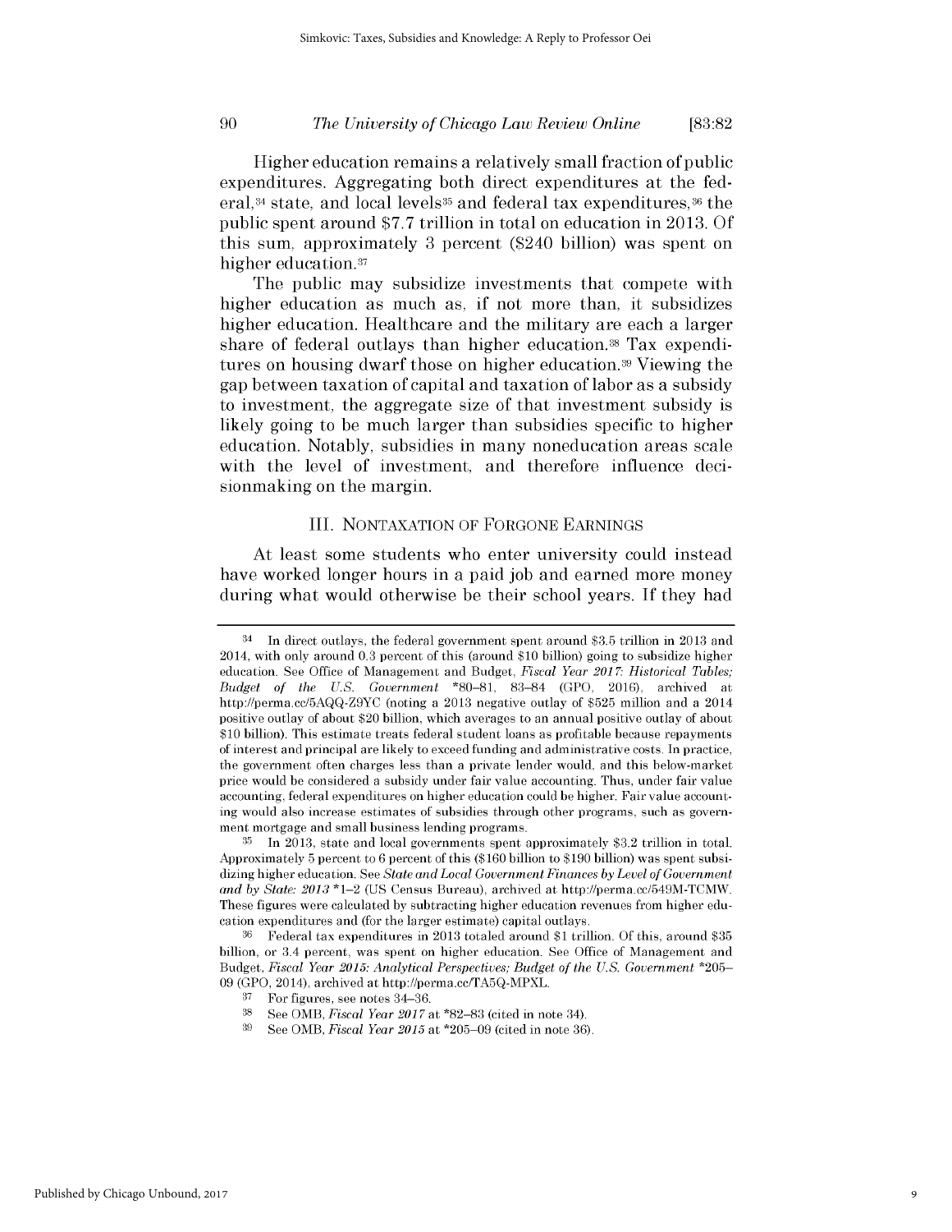Higher education remains a relatively small fraction of public expenditures. Aggregating both direct expenditures at the federal,[34] state, and local levels[35] and federal tax expenditures,[36] the public spent around $7.7 trillion in total on education in 2013. Of this sum, approximately 3 percent ($240 billion) was spent on higher education.[37]

The public may subsidize investments that compete with higher education as much as, if not more than, it subsidizes higher education. Healthcare and the military are each a larger share of federal outlays than higher education.[38] Tax expenditures on housing dwarf those on higher education.[39] Viewing the gap between taxation of capital and taxation of labor as a subsidy to investment, the aggregate size of that investment subsidy is likely going to be much larger than subsidies specific to higher education. Notably, subsidies in many noneducation areas scale with the level of investment, and therefore influence decisionmaking on the margin.

## III. NONTAXATION OF FORGONE EARNINGS

At least some students who enter university could instead have worked longer hours in a paid job and earned more money during what would otherwise be their school years. If they had

---

[34] In direct outlays, the federal government spent around $3.5 trillion in 2013 and 2014, with only around 0.3 percent of this (around $10 billion) going to subsidize higher education. See Office of Management and Budget, *Fiscal Year 2017: Historical Tables; Budget of the U.S. Government* *80–81, 83–84 (GPO, 2016), archived at http://perma.cc/5AQQ-Z9YC (noting a 2013 negative outlay of $525 million and a 2014 positive outlay of about $20 billion, which averages to an annual positive outlay of about $10 billion). This estimate treats federal student loans as profitable because repayments of interest and principal are likely to exceed funding and administrative costs. In practice, the government often charges less than a private lender would, and this below-market price would be considered a subsidy under fair value accounting. Thus, under fair value accounting, federal expenditures on higher education could be higher. Fair value accounting would also increase estimates of subsidies through other programs, such as government mortgage and small business lending programs.

[35] In 2013, state and local governments spent approximately $3.2 trillion in total. Approximately 5 percent to 6 percent of this ($160 billion to $190 billion) was spent subsidizing higher education. See *State and Local Government Finances by Level of Government and by State: 2013* *1–2 (US Census Bureau), archived at http://perma.cc/549M-TCMW. These figures were calculated by subtracting higher education revenues from higher education expenditures and (for the larger estimate) capital outlays.

[36] Federal tax expenditures in 2013 totaled around $1 trillion. Of this, around $35 billion, or 3.4 percent, was spent on higher education. See Office of Management and Budget, *Fiscal Year 2015: Analytical Perspectives; Budget of the U.S. Government* *205–09 (GPO, 2014), archived at http://perma.cc/TA5Q-MPXL.

[37] For figures, see notes 34–36.

[38] See OMB, *Fiscal Year 2017* at *82–83 (cited in note 34).

[39] See OMB, *Fiscal Year 2015* at *205–09 (cited in note 36).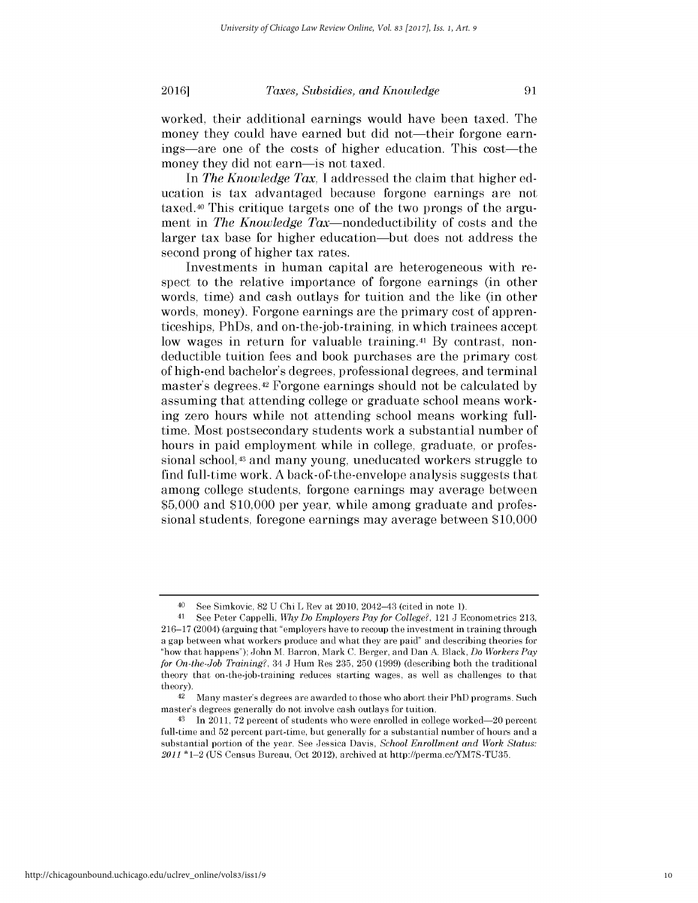worked, their additional earnings would have been taxed. The money they could have earned but did not—their forgone earnings—are one of the costs of higher education. This cost—the money they did not earn—is not taxed.

In *The Knowledge Tax*, I addressed the claim that higher education is tax advantaged because forgone earnings are not taxed.[40] This critique targets one of the two prongs of the argument in *The Knowledge Tax*—nondeductibility of costs and the larger tax base for higher education—but does not address the second prong of higher tax rates.

Investments in human capital are heterogeneous with respect to the relative importance of forgone earnings (in other words, time) and cash outlays for tuition and the like (in other words, money). Forgone earnings are the primary cost of apprenticeships, PhDs, and on-the-job-training, in which trainees accept low wages in return for valuable training.[41] By contrast, nondeductible tuition fees and book purchases are the primary cost of high-end bachelor's degrees, professional degrees, and terminal master's degrees.[42] Forgone earnings should not be calculated by assuming that attending college or graduate school means working zero hours while not attending school means working full-time. Most postsecondary students work a substantial number of hours in paid employment while in college, graduate, or professional school,[43] and many young, uneducated workers struggle to find full-time work. A back-of-the-envelope analysis suggests that among college students, forgone earnings may average between $5,000 and $10,000 per year, while among graduate and professional students, foregone earnings may average between $10,000

---

[40] See Simkovic, 82 U Chi L Rev at 2010, 2042–43 (cited in note 1).

[41] See Peter Cappelli, *Why Do Employers Pay for College?*, 121 J Econometrics 213, 216–17 (2004) (arguing that "employers have to recoup the investment in training through a gap between what workers produce and what they are paid" and describing theories for "how that happens"); John M. Barron, Mark C. Berger, and Dan A. Black, *Do Workers Pay for On-the-Job Training?*, 34 J Hum Res 235, 250 (1999) (describing both the traditional theory that on-the-job-training reduces starting wages, as well as challenges to that theory).

[42] Many master's degrees are awarded to those who abort their PhD programs. Such master's degrees generally do not involve cash outlays for tuition.

[43] In 2011, 72 percent of students who were enrolled in college worked—20 percent full-time and 52 percent part-time, but generally for a substantial number of hours and a substantial portion of the year. See Jessica Davis, *School Enrollment and Work Status: 2011* *1–2 (US Census Bureau, Oct 2012), archived at http://perma.cc/YM7S-TU35.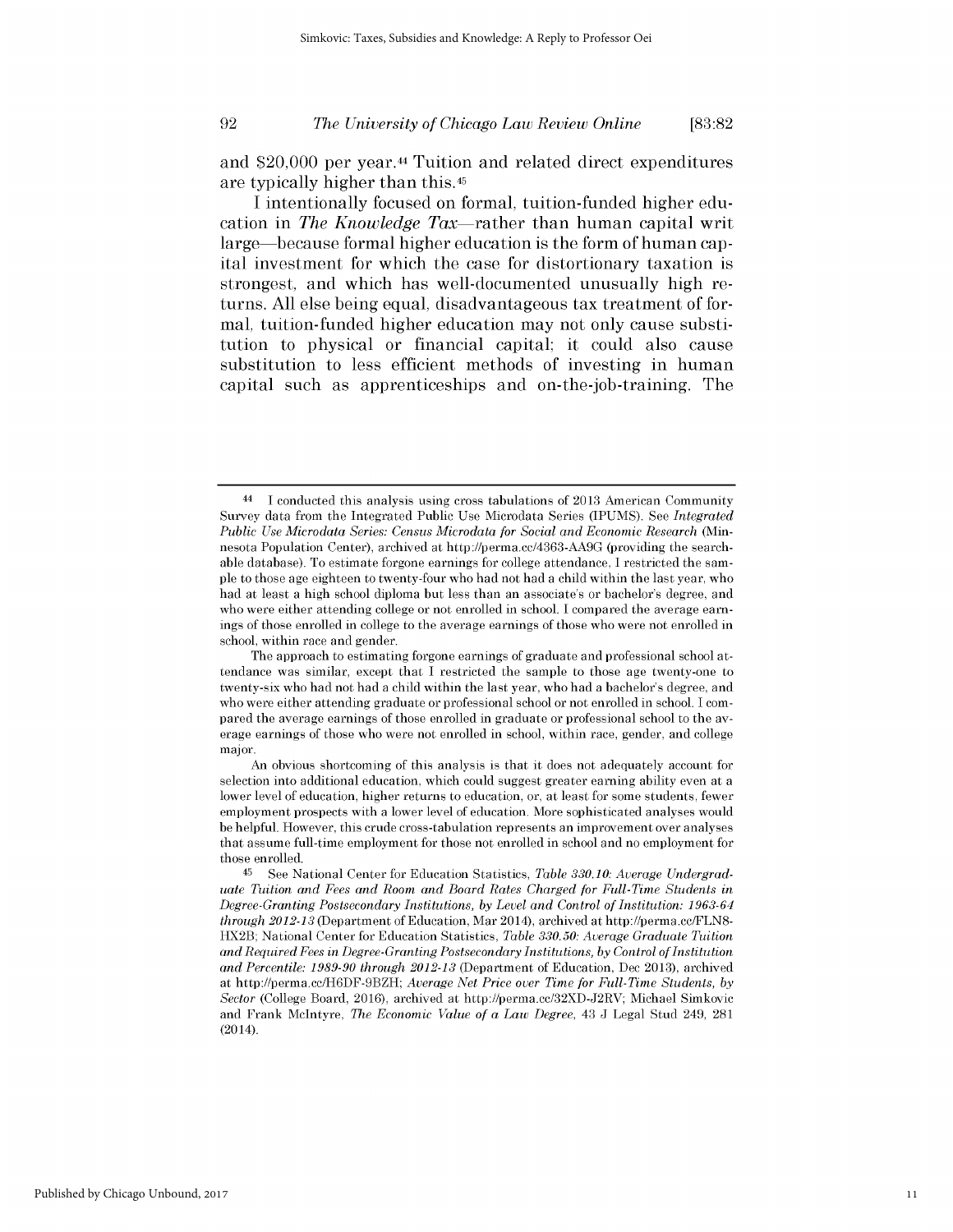and $20,000 per year.[44] Tuition and related direct expenditures are typically higher than this.[45]

I intentionally focused on formal, tuition-funded higher education in *The Knowledge Tax*—rather than human capital writ large—because formal higher education is the form of human capital investment for which the case for distortionary taxation is strongest, and which has well-documented unusually high returns. All else being equal, disadvantageous tax treatment of formal, tuition-funded higher education may not only cause substitution to physical or financial capital; it could also cause substitution to less efficient methods of investing in human capital such as apprenticeships and on-the-job-training. The

---

[44] I conducted this analysis using cross tabulations of 2013 American Community Survey data from the Integrated Public Use Microdata Series (IPUMS). See *Integrated Public Use Microdata Series: Census Microdata for Social and Economic Research* (Minnesota Population Center), archived at http://perma.cc/4363-AA9G (providing the searchable database). To estimate forgone earnings for college attendance, I restricted the sample to those age eighteen to twenty-four who had not had a child within the last year, who had at least a high school diploma but less than an associate's or bachelor's degree, and who were either attending college or not enrolled in school. I compared the average earnings of those enrolled in college to the average earnings of those who were not enrolled in school, within race and gender.

The approach to estimating forgone earnings of graduate and professional school attendance was similar, except that I restricted the sample to those age twenty-one to twenty-six who had not had a child within the last year, who had a bachelor's degree, and who were either attending graduate or professional school or not enrolled in school. I compared the average earnings of those enrolled in graduate or professional school to the average earnings of those who were not enrolled in school, within race, gender, and college major.

An obvious shortcoming of this analysis is that it does not adequately account for selection into additional education, which could suggest greater earning ability even at a lower level of education, higher returns to education, or, at least for some students, fewer employment prospects with a lower level of education. More sophisticated analyses would be helpful. However, this crude cross-tabulation represents an improvement over analyses that assume full-time employment for those not enrolled in school and no employment for those enrolled.

[45] See National Center for Education Statistics, *Table 330.10: Average Undergraduate Tuition and Fees and Room and Board Rates Charged for Full-Time Students in Degree-Granting Postsecondary Institutions, by Level and Control of Institution: 1963-64 through 2012-13* (Department of Education, Mar 2014), archived at http://perma.cc/FLN8-HX2B; National Center for Education Statistics, *Table 330.50: Average Graduate Tuition and Required Fees in Degree-Granting Postsecondary Institutions, by Control of Institution and Percentile: 1989-90 through 2012-13* (Department of Education, Dec 2013), archived at http://perma.cc/H6DF-9BZH; *Average Net Price over Time for Full-Time Students, by Sector* (College Board, 2016), archived at http://perma.cc/32XD-J2RV; Michael Simkovic and Frank McIntyre, *The Economic Value of a Law Degree*, 43 J Legal Stud 249, 281 (2014).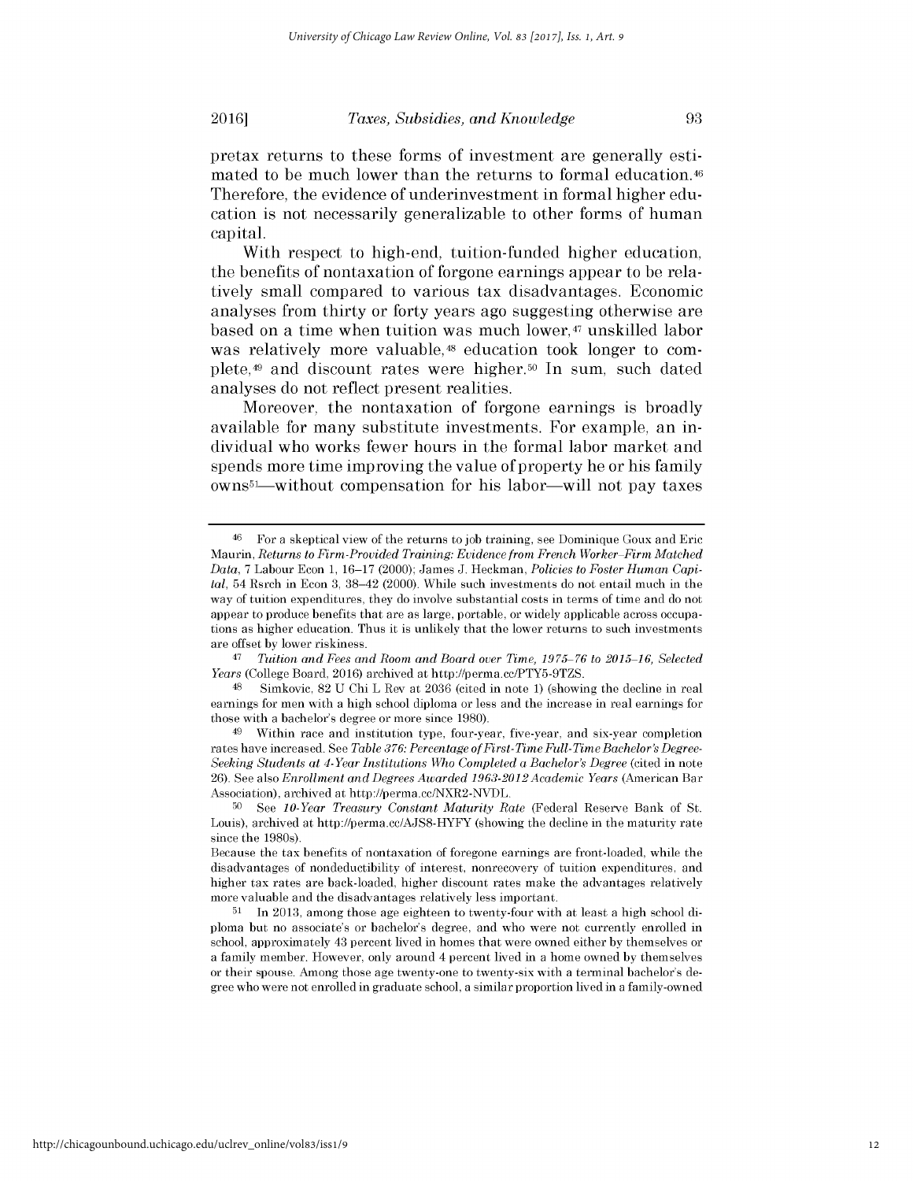pretax returns to these forms of investment are generally estimated to be much lower than the returns to formal education.[46] Therefore, the evidence of underinvestment in formal higher education is not necessarily generalizable to other forms of human capital.

With respect to high-end, tuition-funded higher education, the benefits of nontaxation of forgone earnings appear to be relatively small compared to various tax disadvantages. Economic analyses from thirty or forty years ago suggesting otherwise are based on a time when tuition was much lower,[47] unskilled labor was relatively more valuable,[48] education took longer to complete,[49] and discount rates were higher.[50] In sum, such dated analyses do not reflect present realities.

Moreover, the nontaxation of forgone earnings is broadly available for many substitute investments. For example, an individual who works fewer hours in the formal labor market and spends more time improving the value of property he or his family owns[51]—without compensation for his labor—will not pay taxes

---

[46] For a skeptical view of the returns to job training, see Dominique Goux and Eric Maurin, *Returns to Firm-Provided Training: Evidence from French Worker–Firm Matched Data*, 7 Labour Econ 1, 16–17 (2000); James J. Heckman, *Policies to Foster Human Capital*, 54 Rsrch in Econ 3, 38–42 (2000). While such investments do not entail much in the way of tuition expenditures, they do involve substantial costs in terms of time and do not appear to produce benefits that are as large, portable, or widely applicable across occupations as higher education. Thus it is unlikely that the lower returns to such investments are offset by lower riskiness.

[47] *Tuition and Fees and Room and Board over Time, 1975–76 to 2015–16, Selected Years* (College Board, 2016) archived at http://perma.cc/PTY5-9TZS.

[48] Simkovic, 82 U Chi L Rev at 2036 (cited in note 1) (showing the decline in real earnings for men with a high school diploma or less and the increase in real earnings for those with a bachelor's degree or more since 1980).

[49] Within race and institution type, four-year, five-year, and six-year completion rates have increased. See *Table 376: Percentage of First-Time Full-Time Bachelor's Degree-Seeking Students at 4-Year Institutions Who Completed a Bachelor's Degree* (cited in note 26). See also *Enrollment and Degrees Awarded 1963-2012 Academic Years* (American Bar Association), archived at http://perma.cc/NXR2-NVDL.

[50] See *10-Year Treasury Constant Maturity Rate* (Federal Reserve Bank of St. Louis), archived at http://perma.cc/AJS8-HYFY (showing the decline in the maturity rate since the 1980s).

Because the tax benefits of nontaxation of foregone earnings are front-loaded, while the disadvantages of nondeductibility of interest, nonrecovery of tuition expenditures, and higher tax rates are back-loaded, higher discount rates make the advantages relatively more valuable and the disadvantages relatively less important.

[51] In 2013, among those age eighteen to twenty-four with at least a high school diploma but no associate's or bachelor's degree, and who were not currently enrolled in school, approximately 43 percent lived in homes that were owned either by themselves or a family member. However, only around 4 percent lived in a home owned by themselves or their spouse. Among those age twenty-one to twenty-six with a terminal bachelor's degree who were not enrolled in graduate school, a similar proportion lived in a family-owned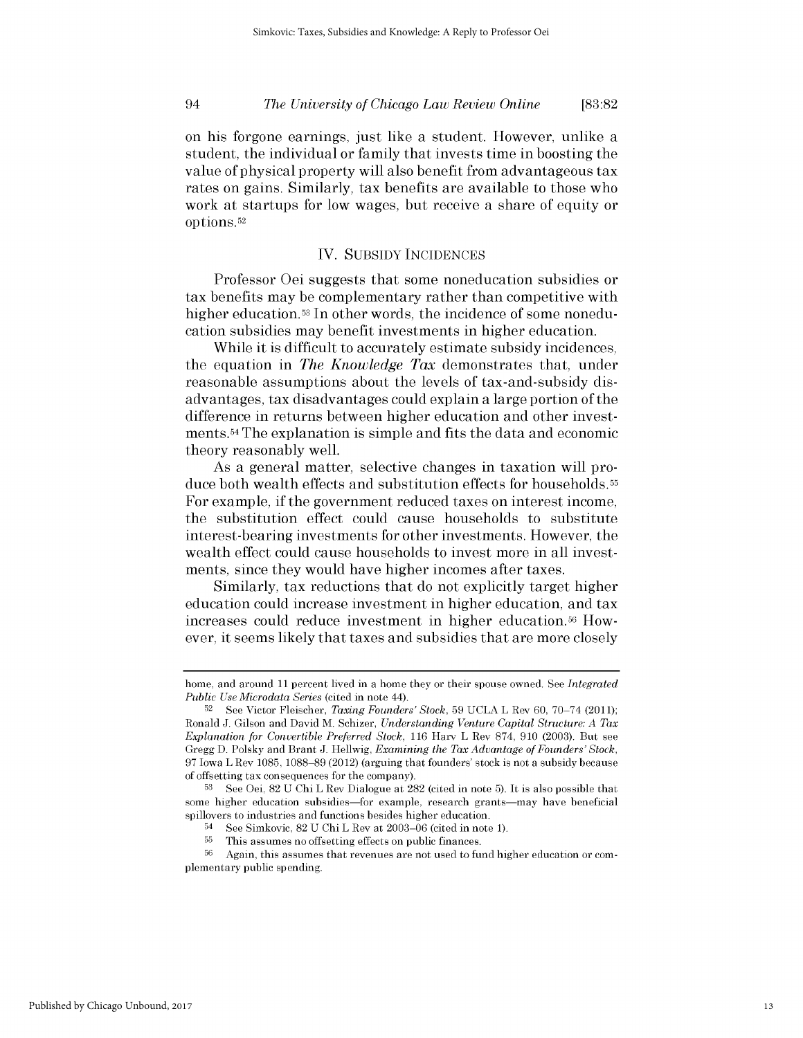on his forgone earnings, just like a student. However, unlike a student, the individual or family that invests time in boosting the value of physical property will also benefit from advantageous tax rates on gains. Similarly, tax benefits are available to those who work at startups for low wages, but receive a share of equity or options.[52]

## IV. SUBSIDY INCIDENCES

Professor Oei suggests that some noneducation subsidies or tax benefits may be complementary rather than competitive with higher education.[53] In other words, the incidence of some noneducation subsidies may benefit investments in higher education.

While it is difficult to accurately estimate subsidy incidences, the equation in *The Knowledge Tax* demonstrates that, under reasonable assumptions about the levels of tax-and-subsidy disadvantages, tax disadvantages could explain a large portion of the difference in returns between higher education and other investments.[54] The explanation is simple and fits the data and economic theory reasonably well.

As a general matter, selective changes in taxation will produce both wealth effects and substitution effects for households.[55] For example, if the government reduced taxes on interest income, the substitution effect could cause households to substitute interest-bearing investments for other investments. However, the wealth effect could cause households to invest more in all investments, since they would have higher incomes after taxes.

Similarly, tax reductions that do not explicitly target higher education could increase investment in higher education, and tax increases could reduce investment in higher education.[56] However, it seems likely that taxes and subsidies that are more closely

---

home, and around 11 percent lived in a home they or their spouse owned. See *Integrated Public Use Microdata Series* (cited in note 44).

[52] See Victor Fleischer, *Taxing Founders' Stock*, 59 UCLA L Rev 60, 70–74 (2011); Ronald J. Gilson and David M. Schizer, *Understanding Venture Capital Structure: A Tax Explanation for Convertible Preferred Stock*, 116 Harv L Rev 874, 910 (2003). But see Gregg D. Polsky and Brant J. Hellwig, *Examining the Tax Advantage of Founders' Stock*, 97 Iowa L Rev 1085, 1088–89 (2012) (arguing that founders' stock is not a subsidy because of offsetting tax consequences for the company).

[53] See Oei, 82 U Chi L Rev Dialogue at 282 (cited in note 5). It is also possible that some higher education subsidies—for example, research grants—may have beneficial spillovers to industries and functions besides higher education.

[54] See Simkovic, 82 U Chi L Rev at 2003–06 (cited in note 1).

[55] This assumes no offsetting effects on public finances.

[56] Again, this assumes that revenues are not used to fund higher education or complementary public spending.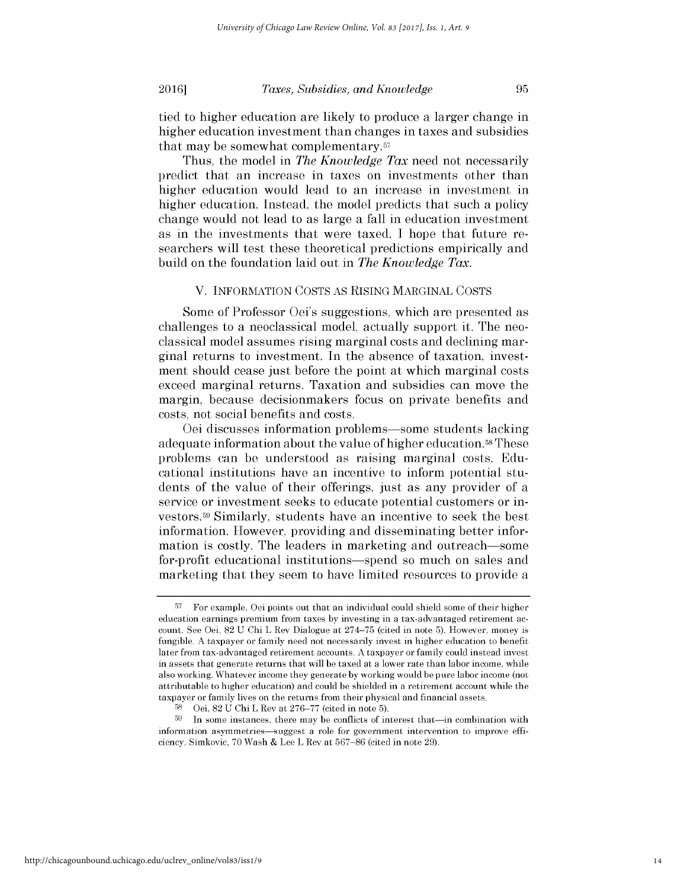tied to higher education are likely to produce a larger change in higher education investment than changes in taxes and subsidies that may be somewhat complementary.[57]

Thus, the model in *The Knowledge Tax* need not necessarily predict that an increase in taxes on investments other than higher education would lead to an increase in investment in higher education. Instead, the model predicts that such a policy change would not lead to as large a fall in education investment as in the investments that were taxed. I hope that future researchers will test these theoretical predictions empirically and build on the foundation laid out in *The Knowledge Tax*.

## V. INFORMATION COSTS AS RISING MARGINAL COSTS

Some of Professor Oei's suggestions, which are presented as challenges to a neoclassical model, actually support it. The neoclassical model assumes rising marginal costs and declining marginal returns to investment. In the absence of taxation, investment should cease just before the point at which marginal costs exceed marginal returns. Taxation and subsidies can move the margin, because decisionmakers focus on private benefits and costs, not social benefits and costs.

Oei discusses information problems—some students lacking adequate information about the value of higher education.[58] These problems can be understood as raising marginal costs. Educational institutions have an incentive to inform potential students of the value of their offerings, just as any provider of a service or investment seeks to educate potential customers or investors.[59] Similarly, students have an incentive to seek the best information. However, providing and disseminating better information is costly. The leaders in marketing and outreach—some for-profit educational institutions—spend so much on sales and marketing that they seem to have limited resources to provide a

---

[57] For example, Oei points out that an individual could shield some of their higher education earnings premium from taxes by investing in a tax-advantaged retirement account. See Oei, 82 U Chi L Rev Dialogue at 274–75 (cited in note 5). However, money is fungible. A taxpayer or family need not necessarily invest in higher education to benefit later from tax-advantaged retirement accounts. A taxpayer or family could instead invest in assets that generate returns that will be taxed at a lower rate than labor income, while also working. Whatever income they generate by working would be pure labor income (not attributable to higher education) and could be shielded in a retirement account while the taxpayer or family lives on the returns from their physical and financial assets.

[58] Oei, 82 U Chi L Rev at 276–77 (cited in note 5).

[59] In some instances, there may be conflicts of interest that—in combination with information asymmetries—suggest a role for government intervention to improve efficiency. Simkovic, 70 Wash & Lee L Rev at 567–86 (cited in note 29).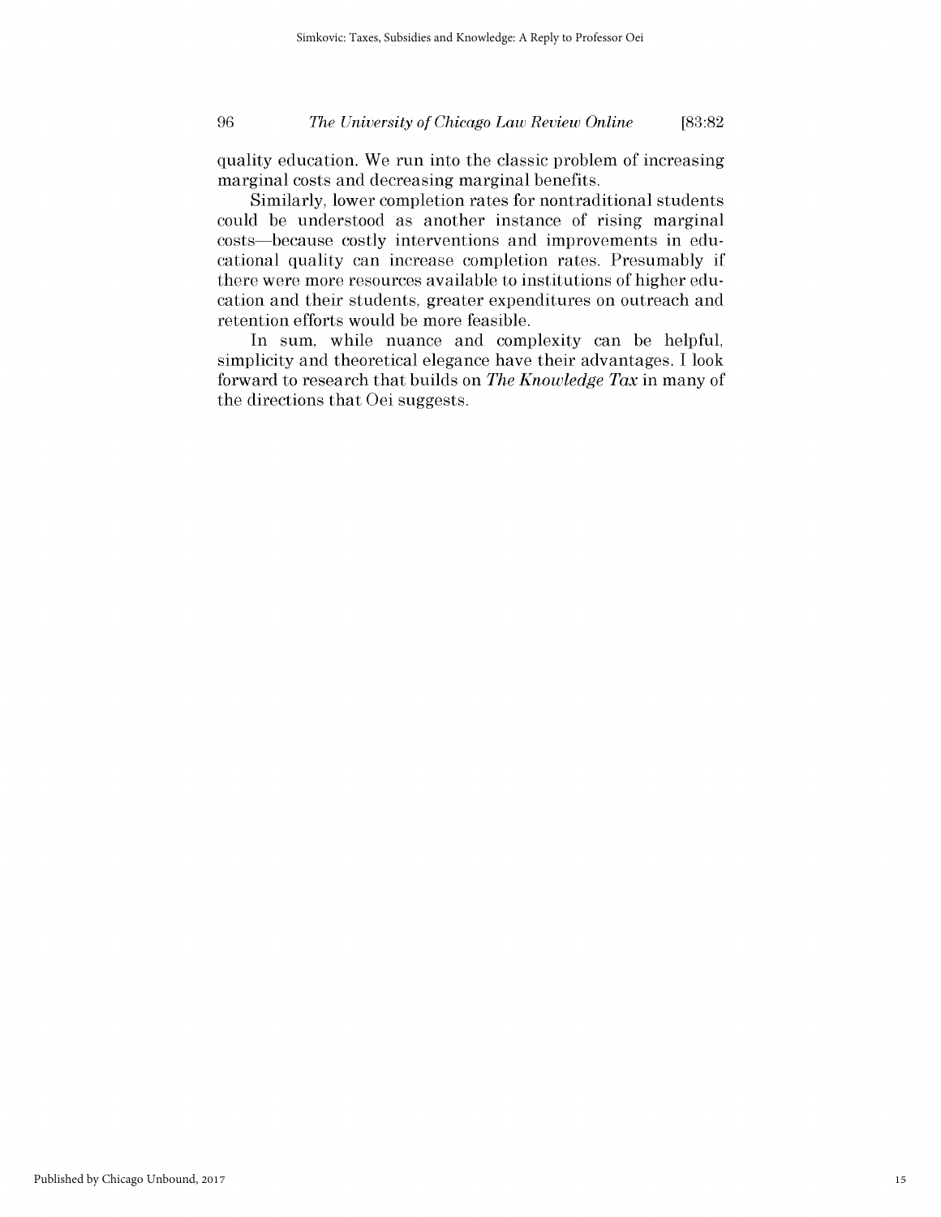quality education. We run into the classic problem of increasing marginal costs and decreasing marginal benefits.

Similarly, lower completion rates for nontraditional students could be understood as another instance of rising marginal costs—because costly interventions and improvements in educational quality can increase completion rates. Presumably if there were more resources available to institutions of higher education and their students, greater expenditures on outreach and retention efforts would be more feasible.

In sum, while nuance and complexity can be helpful, simplicity and theoretical elegance have their advantages. I look forward to research that builds on *The Knowledge Tax* in many of the directions that Oei suggests.